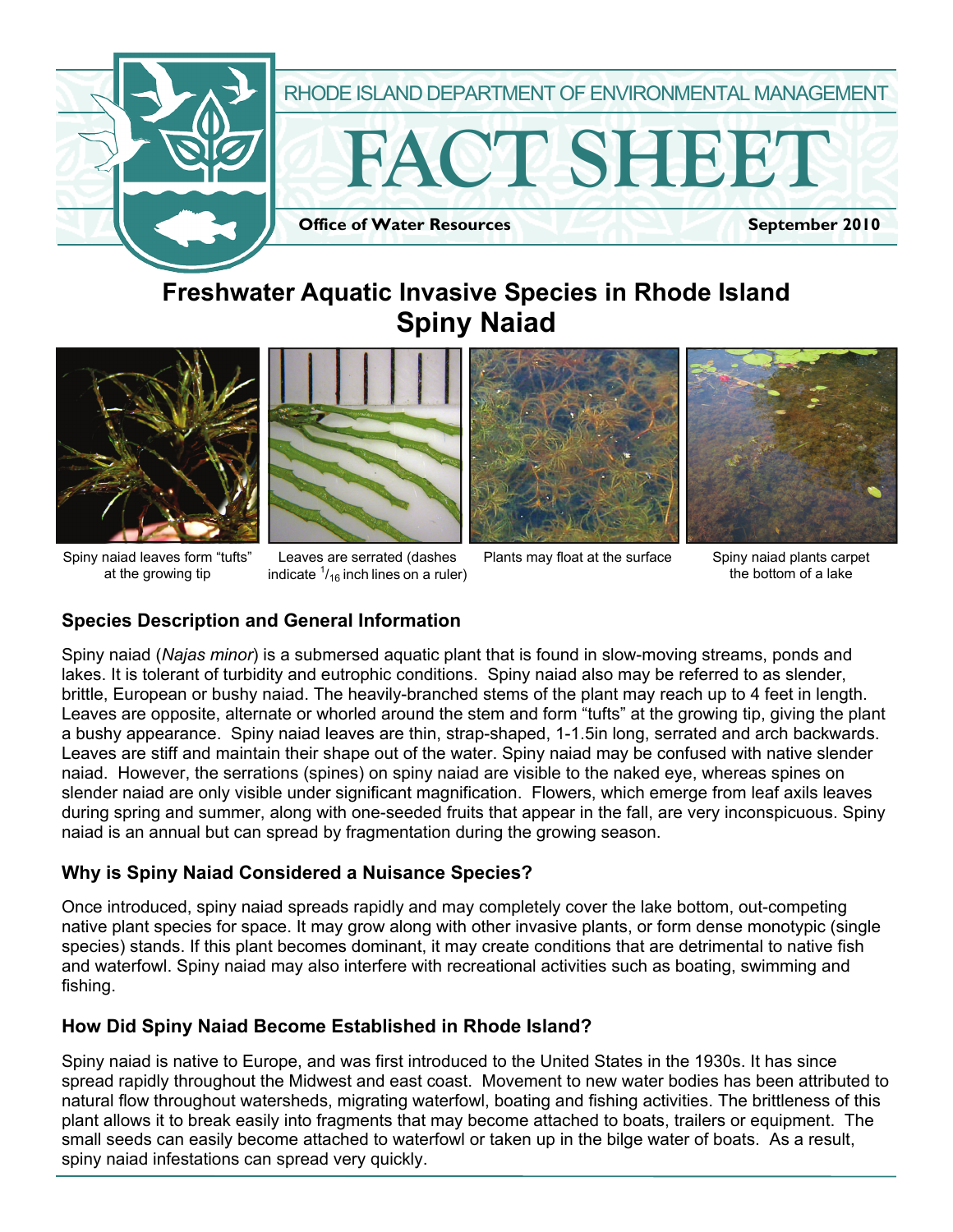RHODE ISLAND DEPARTMENT OF ENVIRONMENTAL MANAGEMENT

# FACT SHEET

**Office of Water Resources** **September 2010**

# Freshwater Aquatic Invasive Species in Rhode Island
# Spiny Naiad

Spiny naiad leaves form "tufts" at the growing tip

Leaves are serrated (dashes indicate $^{1}/_{16}$ inch lines on a ruler)

Plants may float at the surface

Spiny naiad plants carpet the bottom of a lake

## Species Description and General Information

Spiny naiad (*Najas minor*) is a submersed aquatic plant that is found in slow-moving streams, ponds and lakes. It is tolerant of turbidity and eutrophic conditions. Spiny naiad also may be referred to as slender, brittle, European or bushy naiad. The heavily-branched stems of the plant may reach up to 4 feet in length. Leaves are opposite, alternate or whorled around the stem and form "tufts" at the growing tip, giving the plant a bushy appearance. Spiny naiad leaves are thin, strap-shaped, 1-1.5in long, serrated and arch backwards. Leaves are stiff and maintain their shape out of the water. Spiny naiad may be confused with native slender naiad. However, the serrations (spines) on spiny naiad are visible to the naked eye, whereas spines on slender naiad are only visible under significant magnification. Flowers, which emerge from leaf axils leaves during spring and summer, along with one-seeded fruits that appear in the fall, are very inconspicuous. Spiny naiad is an annual but can spread by fragmentation during the growing season.

## Why is Spiny Naiad Considered a Nuisance Species?

Once introduced, spiny naiad spreads rapidly and may completely cover the lake bottom, out-competing native plant species for space. It may grow along with other invasive plants, or form dense monotypic (single species) stands. If this plant becomes dominant, it may create conditions that are detrimental to native fish and waterfowl. Spiny naiad may also interfere with recreational activities such as boating, swimming and fishing.

## How Did Spiny Naiad Become Established in Rhode Island?

Spiny naiad is native to Europe, and was first introduced to the United States in the 1930s. It has since spread rapidly throughout the Midwest and east coast. Movement to new water bodies has been attributed to natural flow throughout watersheds, migrating waterfowl, boating and fishing activities. The brittleness of this plant allows it to break easily into fragments that may become attached to boats, trailers or equipment. The small seeds can easily become attached to waterfowl or taken up in the bilge water of boats. As a result, spiny naiad infestations can spread very quickly.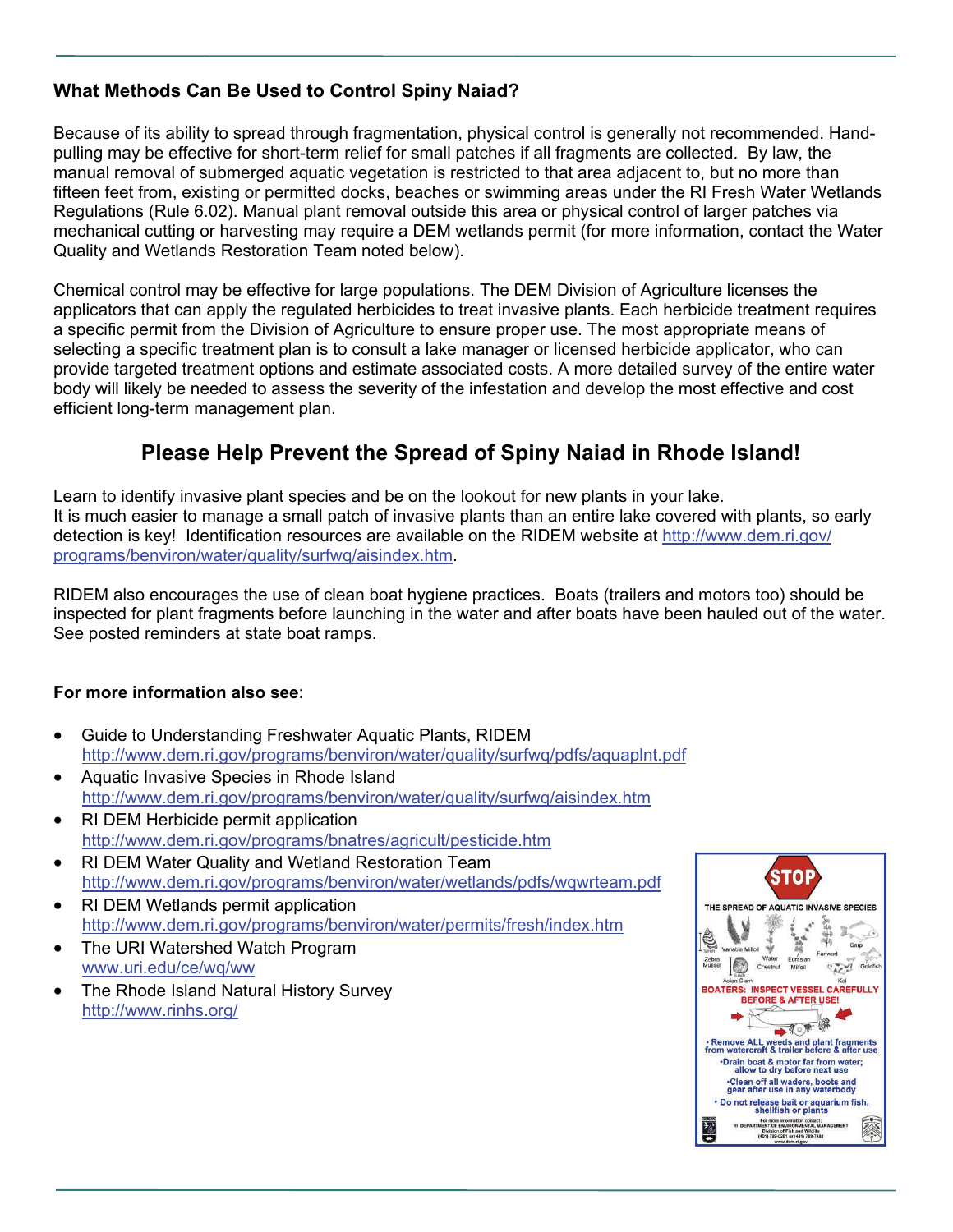### What Methods Can Be Used to Control Spiny Naiad?

Because of its ability to spread through fragmentation, physical control is generally not recommended. Hand-pulling may be effective for short-term relief for small patches if all fragments are collected. By law, the manual removal of submerged aquatic vegetation is restricted to that area adjacent to, but no more than fifteen feet from, existing or permitted docks, beaches or swimming areas under the RI Fresh Water Wetlands Regulations (Rule 6.02). Manual plant removal outside this area or physical control of larger patches via mechanical cutting or harvesting may require a DEM wetlands permit (for more information, contact the Water Quality and Wetlands Restoration Team noted below).

Chemical control may be effective for large populations. The DEM Division of Agriculture licenses the applicators that can apply the regulated herbicides to treat invasive plants. Each herbicide treatment requires a specific permit from the Division of Agriculture to ensure proper use. The most appropriate means of selecting a specific treatment plan is to consult a lake manager or licensed herbicide applicator, who can provide targeted treatment options and estimate associated costs. A more detailed survey of the entire water body will likely be needed to assess the severity of the infestation and develop the most effective and cost efficient long-term management plan.

## Please Help Prevent the Spread of Spiny Naiad in Rhode Island!

Learn to identify invasive plant species and be on the lookout for new plants in your lake.
It is much easier to manage a small patch of invasive plants than an entire lake covered with plants, so early detection is key! Identification resources are available on the RIDEM website at http://www.dem.ri.gov/programs/benviron/water/quality/surfwq/aisindex.htm.

RIDEM also encourages the use of clean boat hygiene practices. Boats (trailers and motors too) should be inspected for plant fragments before launching in the water and after boats have been hauled out of the water. See posted reminders at state boat ramps.

**For more information also see**:

- Guide to Understanding Freshwater Aquatic Plants, RIDEM
  http://www.dem.ri.gov/programs/benviron/water/quality/surfwq/pdfs/aquaplnt.pdf
- Aquatic Invasive Species in Rhode Island
  http://www.dem.ri.gov/programs/benviron/water/quality/surfwq/aisindex.htm
- RI DEM Herbicide permit application
  http://www.dem.ri.gov/programs/bnatres/agricult/pesticide.htm
- RI DEM Water Quality and Wetland Restoration Team
  http://www.dem.ri.gov/programs/benviron/water/wetlands/pdfs/wqwrteam.pdf
- RI DEM Wetlands permit application
  http://www.dem.ri.gov/programs/benviron/water/permits/fresh/index.htm
- The URI Watershed Watch Program
  www.uri.edu/ce/wq/ww
- The Rhode Island Natural History Survey
  http://www.rinhs.org/

STOP

THE SPREAD OF AQUATIC INVASIVE SPECIES

Zebra Mussel
Variable Milfoil
Water Chestnut
Eurasian Milfoil
Fanwort
Carp
Asian Clam
Koi
Goldfish

BOATERS: INSPECT VESSEL CAREFULLY BEFORE & AFTER USE!

- Remove ALL weeds and plant fragments from watercraft & trailer before & after use
- Drain boat & motor far from water; allow to dry before next use
- Clean off all waders, boots and gear after use in any waterbody
- Do not release bait or aquarium fish, shellfish or plants

For more information contact:
RI DEPARTMENT OF ENVIRONMENTAL MANAGEMENT
Division of Fish and Wildlife
(401) 789-0281 or (401) 789-7481
www.dem.ri.gov